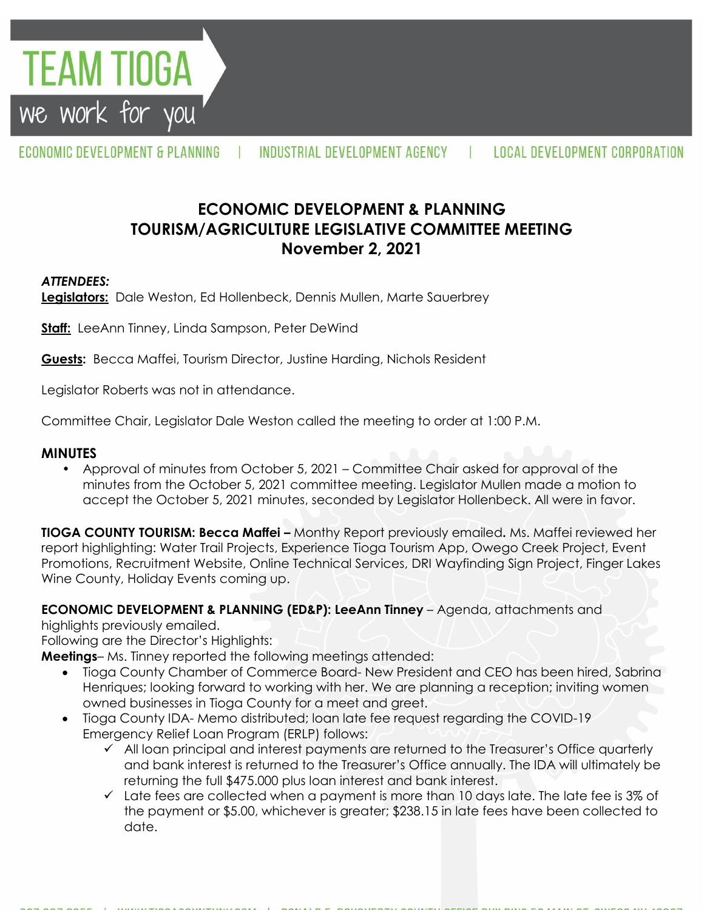TEAM TIOGA
we work for you

ECONOMIC DEVELOPMENT & PLANNING | INDUSTRIAL DEVELOPMENT AGENCY | LOCAL DEVELOPMENT CORPORATION

# ECONOMIC DEVELOPMENT & PLANNING TOURISM/AGRICULTURE LEGISLATIVE COMMITTEE MEETING November 2, 2021

***ATTENDEES:***

**Legislators:** Dale Weston, Ed Hollenbeck, Dennis Mullen, Marte Sauerbrey

**Staff:** LeeAnn Tinney, Linda Sampson, Peter DeWind

**Guests:** Becca Maffei, Tourism Director, Justine Harding, Nichols Resident

Legislator Roberts was not in attendance.

Committee Chair, Legislator Dale Weston called the meeting to order at 1:00 P.M.

**MINUTES**

- Approval of minutes from October 5, 2021 – Committee Chair asked for approval of the minutes from the October 5, 2021 committee meeting. Legislator Mullen made a motion to accept the October 5, 2021 minutes, seconded by Legislator Hollenbeck. All were in favor.

**TIOGA COUNTY TOURISM: Becca Maffei –** Monthy Report previously emailed**.** Ms. Maffei reviewed her report highlighting: Water Trail Projects, Experience Tioga Tourism App, Owego Creek Project, Event Promotions, Recruitment Website, Online Technical Services, DRI Wayfinding Sign Project, Finger Lakes Wine County, Holiday Events coming up.

**ECONOMIC DEVELOPMENT & PLANNING (ED&P): LeeAnn Tinney** – Agenda, attachments and highlights previously emailed.
Following are the Director's Highlights:
**Meetings**– Ms. Tinney reported the following meetings attended:

- Tioga County Chamber of Commerce Board- New President and CEO has been hired, Sabrina Henriques; looking forward to working with her. We are planning a reception; inviting women owned businesses in Tioga County for a meet and greet.
- Tioga County IDA- Memo distributed; loan late fee request regarding the COVID-19 Emergency Relief Loan Program (ERLP) follows:
  - ✓ All loan principal and interest payments are returned to the Treasurer's Office quarterly and bank interest is returned to the Treasurer's Office annually. The IDA will ultimately be returning the full $475.000 plus loan interest and bank interest.
  - ✓ Late fees are collected when a payment is more than 10 days late. The late fee is 3% of the payment or $5.00, whichever is greater; $238.15 in late fees have been collected to date.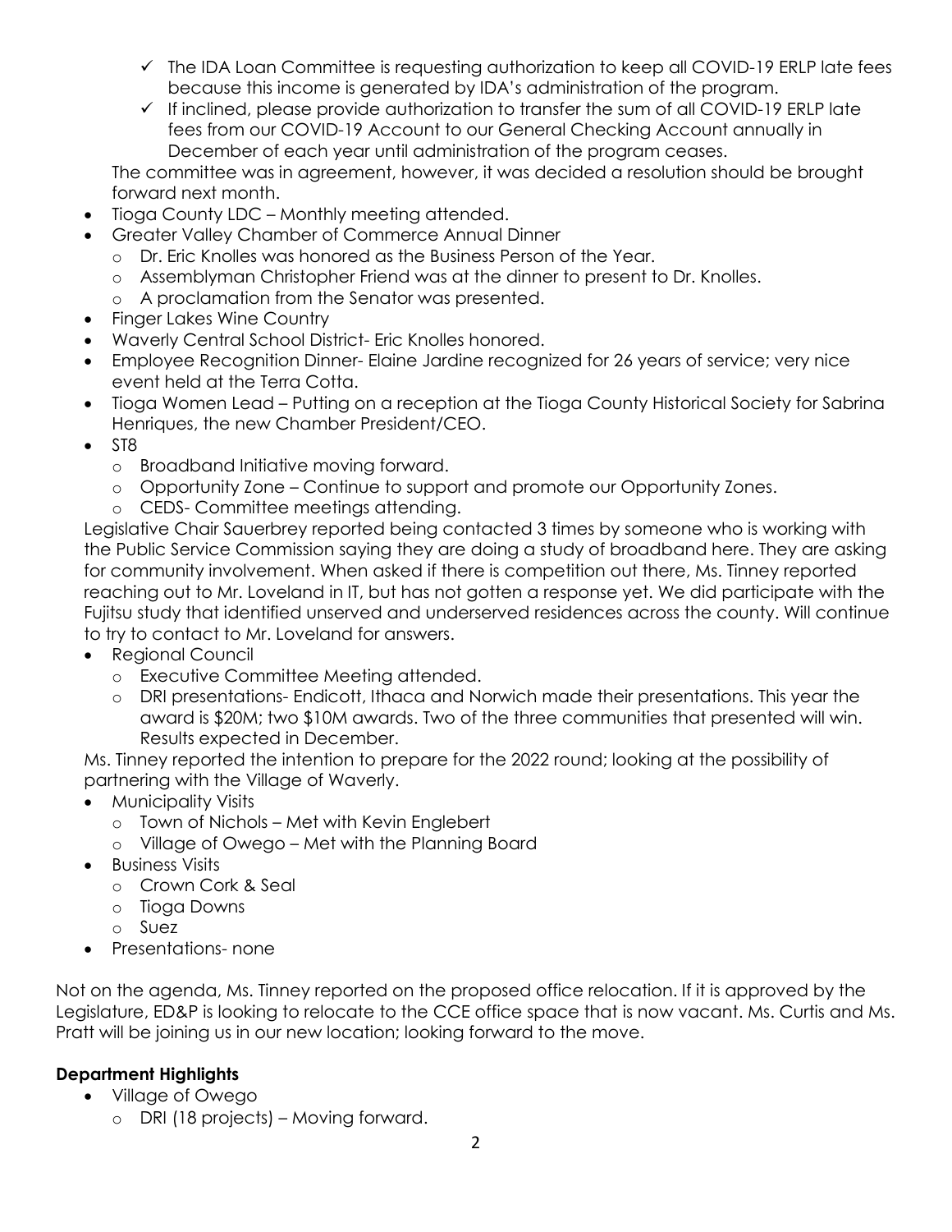- ✓ The IDA Loan Committee is requesting authorization to keep all COVID-19 ERLP late fees because this income is generated by IDA's administration of the program.
  - ✓ If inclined, please provide authorization to transfer the sum of all COVID-19 ERLP late fees from our COVID-19 Account to our General Checking Account annually in December of each year until administration of the program ceases.

  The committee was in agreement, however, it was decided a resolution should be brought forward next month.
- Tioga County LDC – Monthly meeting attended.
- Greater Valley Chamber of Commerce Annual Dinner
  - Dr. Eric Knolles was honored as the Business Person of the Year.
  - Assemblyman Christopher Friend was at the dinner to present to Dr. Knolles.
  - A proclamation from the Senator was presented.
- Finger Lakes Wine Country
- Waverly Central School District- Eric Knolles honored.
- Employee Recognition Dinner- Elaine Jardine recognized for 26 years of service; very nice event held at the Terra Cotta.
- Tioga Women Lead – Putting on a reception at the Tioga County Historical Society for Sabrina Henriques, the new Chamber President/CEO.
- ST8
  - Broadband Initiative moving forward.
  - Opportunity Zone – Continue to support and promote our Opportunity Zones.
  - CEDS- Committee meetings attending.

  Legislative Chair Sauerbrey reported being contacted 3 times by someone who is working with the Public Service Commission saying they are doing a study of broadband here. They are asking for community involvement. When asked if there is competition out there, Ms. Tinney reported reaching out to Mr. Loveland in IT, but has not gotten a response yet. We did participate with the Fujitsu study that identified unserved and underserved residences across the county. Will continue to try to contact to Mr. Loveland for answers.
- Regional Council
  - Executive Committee Meeting attended.
  - DRI presentations- Endicott, Ithaca and Norwich made their presentations. This year the award is $20M; two $10M awards. Two of the three communities that presented will win. Results expected in December.

  Ms. Tinney reported the intention to prepare for the 2022 round; looking at the possibility of partnering with the Village of Waverly.
- Municipality Visits
  - Town of Nichols – Met with Kevin Englebert
  - Village of Owego – Met with the Planning Board
- Business Visits
  - Crown Cork & Seal
  - Tioga Downs
  - Suez
- Presentations- none

Not on the agenda, Ms. Tinney reported on the proposed office relocation. If it is approved by the Legislature, ED&P is looking to relocate to the CCE office space that is now vacant. Ms. Curtis and Ms. Pratt will be joining us in our new location; looking forward to the move.

**Department Highlights**

- Village of Owego
  - DRI (18 projects) – Moving forward.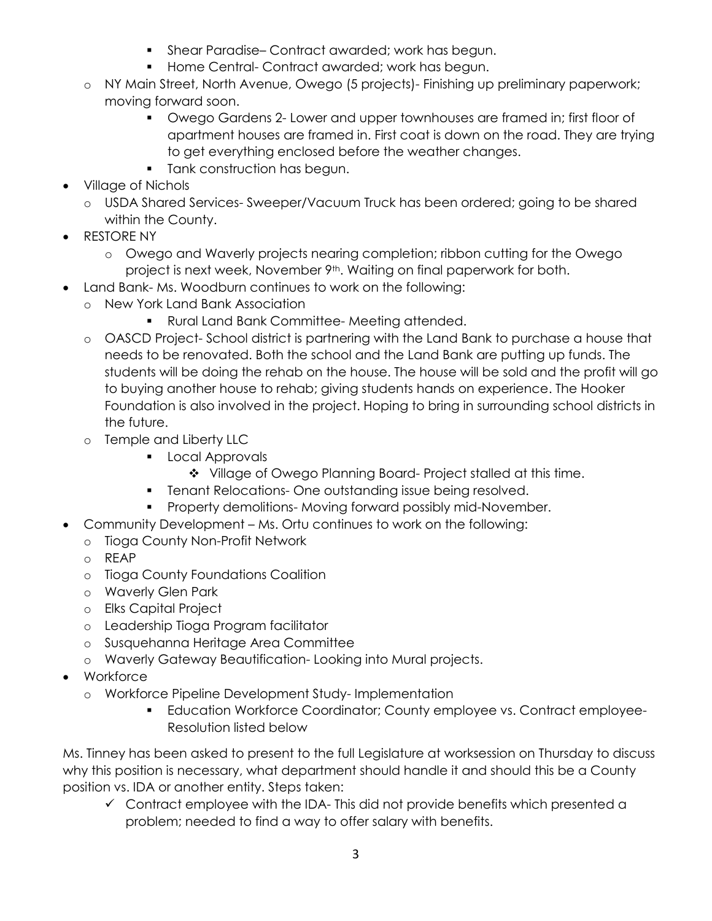- Shear Paradise– Contract awarded; work has begun.
        - Home Central- Contract awarded; work has begun.
    - NY Main Street, North Avenue, Owego (5 projects)- Finishing up preliminary paperwork; moving forward soon.
        - Owego Gardens 2- Lower and upper townhouses are framed in; first floor of apartment houses are framed in. First coat is down on the road. They are trying to get everything enclosed before the weather changes.
        - Tank construction has begun.
- Village of Nichols
    - USDA Shared Services- Sweeper/Vacuum Truck has been ordered; going to be shared within the County.
- RESTORE NY
    - Owego and Waverly projects nearing completion; ribbon cutting for the Owego project is next week, November 9th. Waiting on final paperwork for both.
- Land Bank- Ms. Woodburn continues to work on the following:
    - New York Land Bank Association
        - Rural Land Bank Committee- Meeting attended.
    - OASCD Project- School district is partnering with the Land Bank to purchase a house that needs to be renovated. Both the school and the Land Bank are putting up funds. The students will be doing the rehab on the house. The house will be sold and the profit will go to buying another house to rehab; giving students hands on experience. The Hooker Foundation is also involved in the project. Hoping to bring in surrounding school districts in the future.
    - Temple and Liberty LLC
        - Local Approvals
            - Village of Owego Planning Board- Project stalled at this time.
        - Tenant Relocations- One outstanding issue being resolved.
        - Property demolitions- Moving forward possibly mid-November.
- Community Development – Ms. Ortu continues to work on the following:
    - Tioga County Non-Profit Network
    - REAP
    - Tioga County Foundations Coalition
    - Waverly Glen Park
    - Elks Capital Project
    - Leadership Tioga Program facilitator
    - Susquehanna Heritage Area Committee
    - Waverly Gateway Beautification- Looking into Mural projects.
- Workforce
    - Workforce Pipeline Development Study- Implementation
        - Education Workforce Coordinator; County employee vs. Contract employee- Resolution listed below

Ms. Tinney has been asked to present to the full Legislature at worksession on Thursday to discuss why this position is necessary, what department should handle it and should this be a County position vs. IDA or another entity. Steps taken:

- ✓ Contract employee with the IDA- This did not provide benefits which presented a problem; needed to find a way to offer salary with benefits.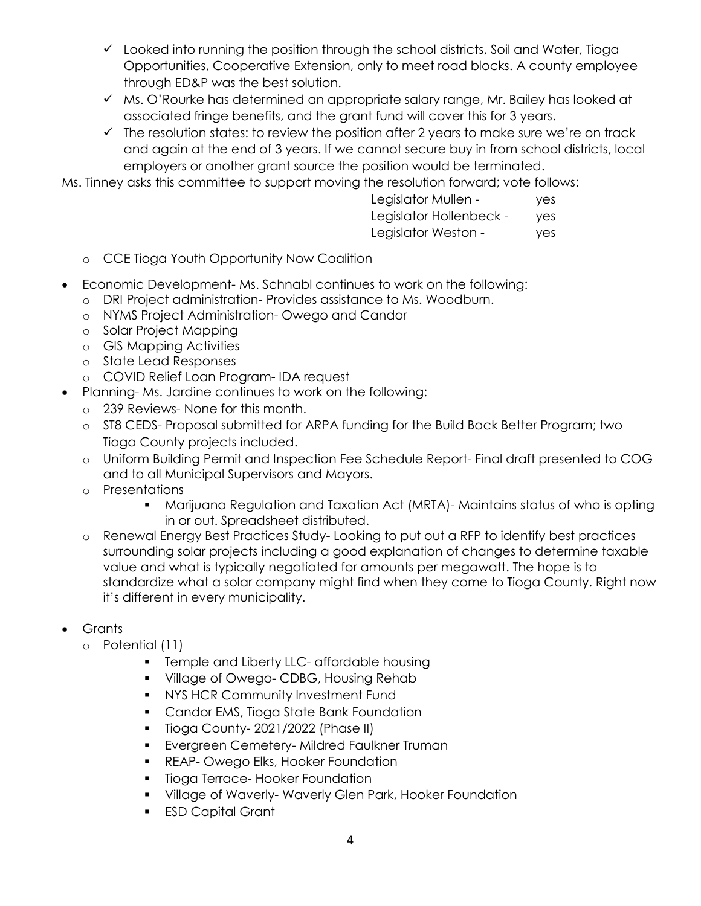- ✓ Looked into running the position through the school districts, Soil and Water, Tioga Opportunities, Cooperative Extension, only to meet road blocks. A county employee through ED&P was the best solution.
- ✓ Ms. O'Rourke has determined an appropriate salary range, Mr. Bailey has looked at associated fringe benefits, and the grant fund will cover this for 3 years.
- ✓ The resolution states: to review the position after 2 years to make sure we're on track and again at the end of 3 years. If we cannot secure buy in from school districts, local employers or another grant source the position would be terminated.

Ms. Tinney asks this committee to support moving the resolution forward; vote follows:

Legislator Mullen - yes
Legislator Hollenbeck - yes
Legislator Weston - yes

- CCE Tioga Youth Opportunity Now Coalition

- Economic Development- Ms. Schnabl continues to work on the following:
  - DRI Project administration- Provides assistance to Ms. Woodburn.
  - NYMS Project Administration- Owego and Candor
  - Solar Project Mapping
  - GIS Mapping Activities
  - State Lead Responses
  - COVID Relief Loan Program- IDA request
- Planning- Ms. Jardine continues to work on the following:
  - 239 Reviews- None for this month.
  - ST8 CEDS- Proposal submitted for ARPA funding for the Build Back Better Program; two Tioga County projects included.
  - Uniform Building Permit and Inspection Fee Schedule Report- Final draft presented to COG and to all Municipal Supervisors and Mayors.
  - Presentations
    - Marijuana Regulation and Taxation Act (MRTA)- Maintains status of who is opting in or out. Spreadsheet distributed.
  - Renewal Energy Best Practices Study- Looking to put out a RFP to identify best practices surrounding solar projects including a good explanation of changes to determine taxable value and what is typically negotiated for amounts per megawatt. The hope is to standardize what a solar company might find when they come to Tioga County. Right now it's different in every municipality.

- Grants
  - Potential (11)
    - Temple and Liberty LLC- affordable housing
    - Village of Owego- CDBG, Housing Rehab
    - NYS HCR Community Investment Fund
    - Candor EMS, Tioga State Bank Foundation
    - Tioga County- 2021/2022 (Phase II)
    - Evergreen Cemetery- Mildred Faulkner Truman
    - REAP- Owego Elks, Hooker Foundation
    - Tioga Terrace- Hooker Foundation
    - Village of Waverly- Waverly Glen Park, Hooker Foundation
    - ESD Capital Grant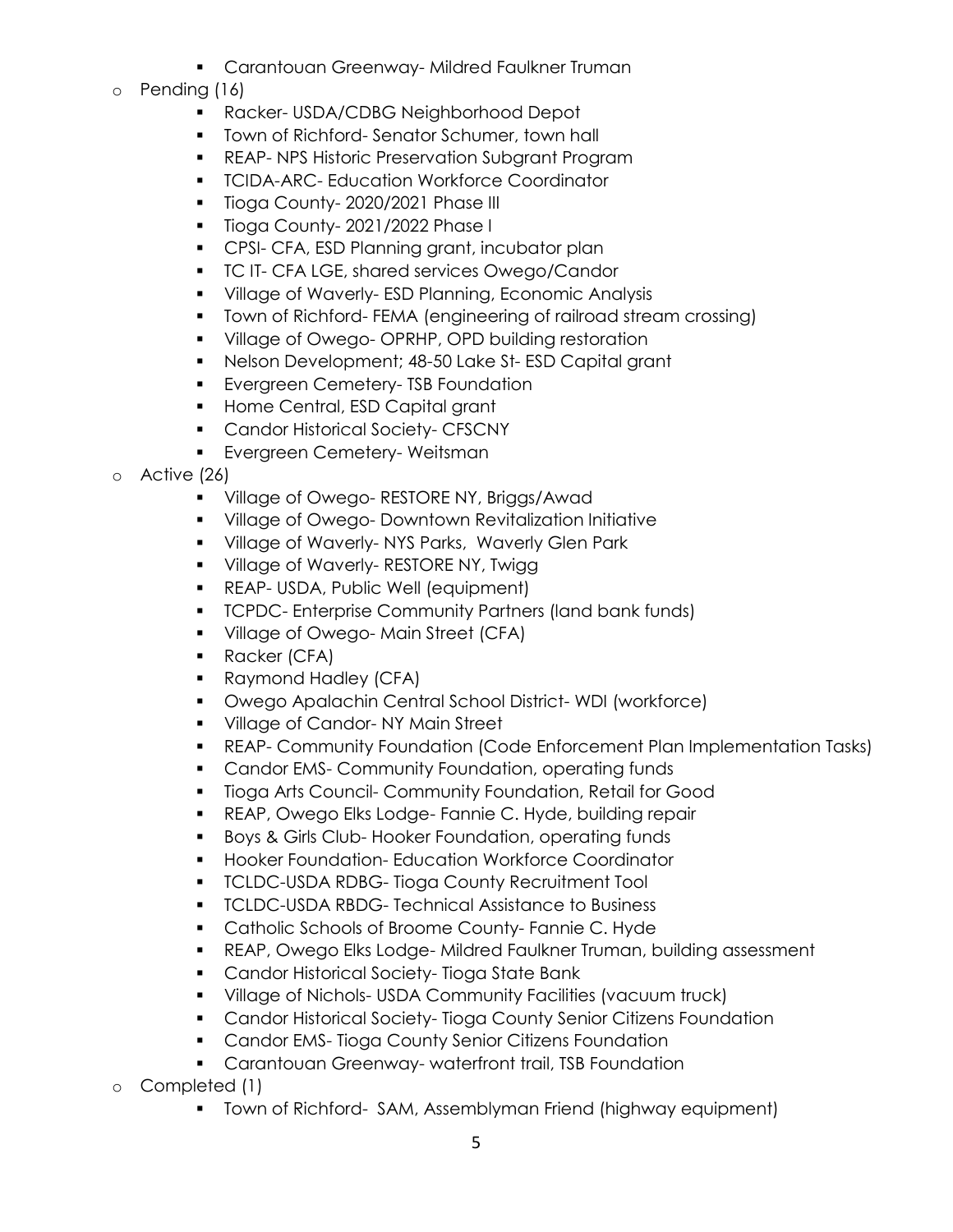- Carantouan Greenway- Mildred Faulkner Truman
- Pending (16)
    - Racker- USDA/CDBG Neighborhood Depot
    - Town of Richford- Senator Schumer, town hall
    - REAP- NPS Historic Preservation Subgrant Program
    - TCIDA-ARC- Education Workforce Coordinator
    - Tioga County- 2020/2021 Phase III
    - Tioga County- 2021/2022 Phase I
    - CPSI- CFA, ESD Planning grant, incubator plan
    - TC IT- CFA LGE, shared services Owego/Candor
    - Village of Waverly- ESD Planning, Economic Analysis
    - Town of Richford- FEMA (engineering of railroad stream crossing)
    - Village of Owego- OPRHP, OPD building restoration
    - Nelson Development; 48-50 Lake St- ESD Capital grant
    - Evergreen Cemetery- TSB Foundation
    - Home Central, ESD Capital grant
    - Candor Historical Society- CFSCNY
    - Evergreen Cemetery- Weitsman
- Active (26)
    - Village of Owego- RESTORE NY, Briggs/Awad
    - Village of Owego- Downtown Revitalization Initiative
    - Village of Waverly- NYS Parks, Waverly Glen Park
    - Village of Waverly- RESTORE NY, Twigg
    - REAP- USDA, Public Well (equipment)
    - TCPDC- Enterprise Community Partners (land bank funds)
    - Village of Owego- Main Street (CFA)
    - Racker (CFA)
    - Raymond Hadley (CFA)
    - Owego Apalachin Central School District- WDI (workforce)
    - Village of Candor- NY Main Street
    - REAP- Community Foundation (Code Enforcement Plan Implementation Tasks)
    - Candor EMS- Community Foundation, operating funds
    - Tioga Arts Council- Community Foundation, Retail for Good
    - REAP, Owego Elks Lodge- Fannie C. Hyde, building repair
    - Boys & Girls Club- Hooker Foundation, operating funds
    - Hooker Foundation- Education Workforce Coordinator
    - TCLDC-USDA RDBG- Tioga County Recruitment Tool
    - TCLDC-USDA RBDG- Technical Assistance to Business
    - Catholic Schools of Broome County- Fannie C. Hyde
    - REAP, Owego Elks Lodge- Mildred Faulkner Truman, building assessment
    - Candor Historical Society- Tioga State Bank
    - Village of Nichols- USDA Community Facilities (vacuum truck)
    - Candor Historical Society- Tioga County Senior Citizens Foundation
    - Candor EMS- Tioga County Senior Citizens Foundation
    - Carantouan Greenway- waterfront trail, TSB Foundation
- Completed (1)
    - Town of Richford- SAM, Assemblyman Friend (highway equipment)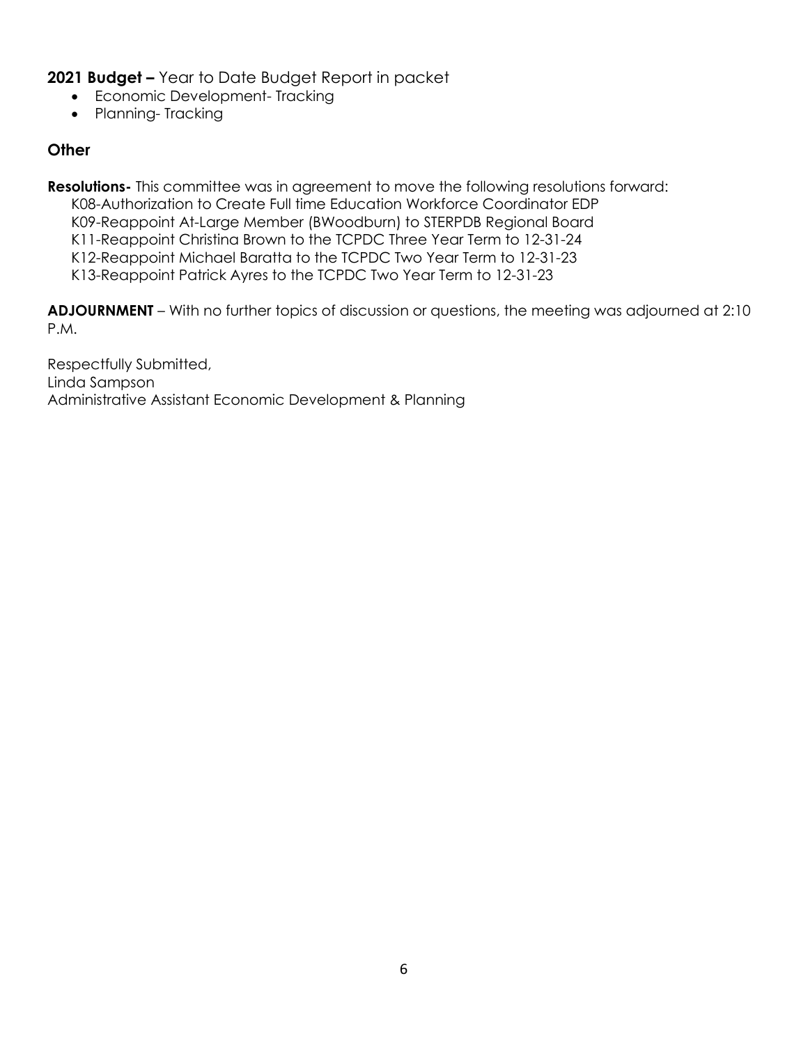**2021 Budget –** Year to Date Budget Report in packet

- Economic Development- Tracking
- Planning- Tracking

## Other

**Resolutions-** This committee was in agreement to move the following resolutions forward:

K08-Authorization to Create Full time Education Workforce Coordinator EDP
K09-Reappoint At-Large Member (BWoodburn) to STERPDB Regional Board
K11-Reappoint Christina Brown to the TCPDC Three Year Term to 12-31-24
K12-Reappoint Michael Baratta to the TCPDC Two Year Term to 12-31-23
K13-Reappoint Patrick Ayres to the TCPDC Two Year Term to 12-31-23

**ADJOURNMENT** – With no further topics of discussion or questions, the meeting was adjourned at 2:10 P.M.

Respectfully Submitted,
Linda Sampson
Administrative Assistant Economic Development & Planning